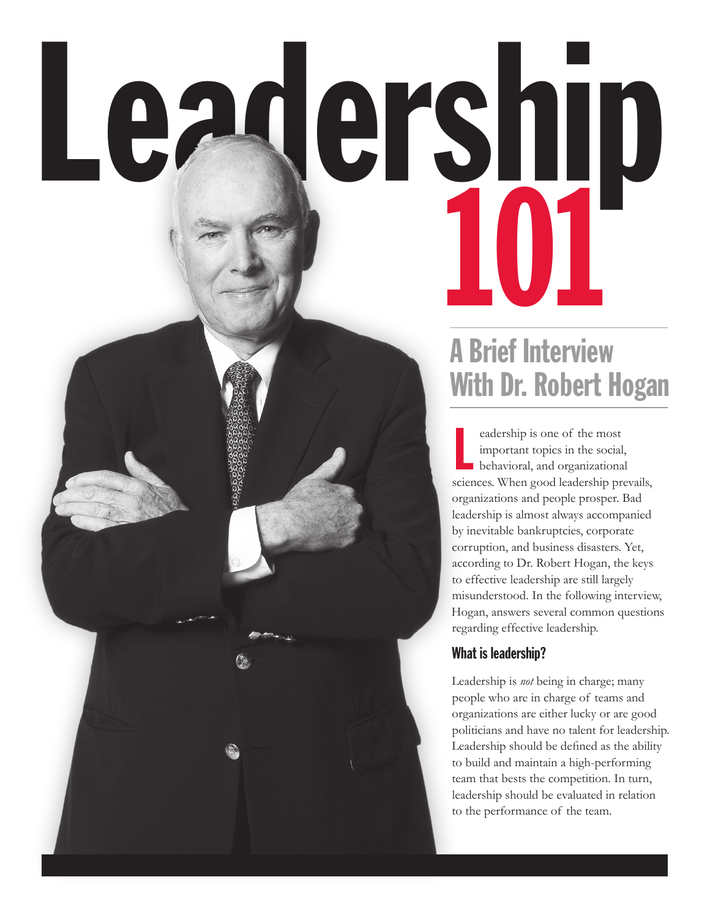# Leadership 101

## A Brief Interview With Dr. Robert Hogan

Leadership is one of the most important topics in the social, behavioral, and organizational sciences. When good leadership prevails, organizations and people prosper. Bad leadership is almost always accompanied by inevitable bankruptcies, corporate corruption, and business disasters. Yet, according to Dr. Robert Hogan, the keys to effective leadership are still largely misunderstood. In the following interview, Hogan, answers several common questions regarding effective leadership.

### What is leadership?

Leadership is *not* being in charge; many people who are in charge of teams and organizations are either lucky or are good politicians and have no talent for leadership. Leadership should be defined as the ability to build and maintain a high-performing team that bests the competition. In turn, leadership should be evaluated in relation to the performance of the team.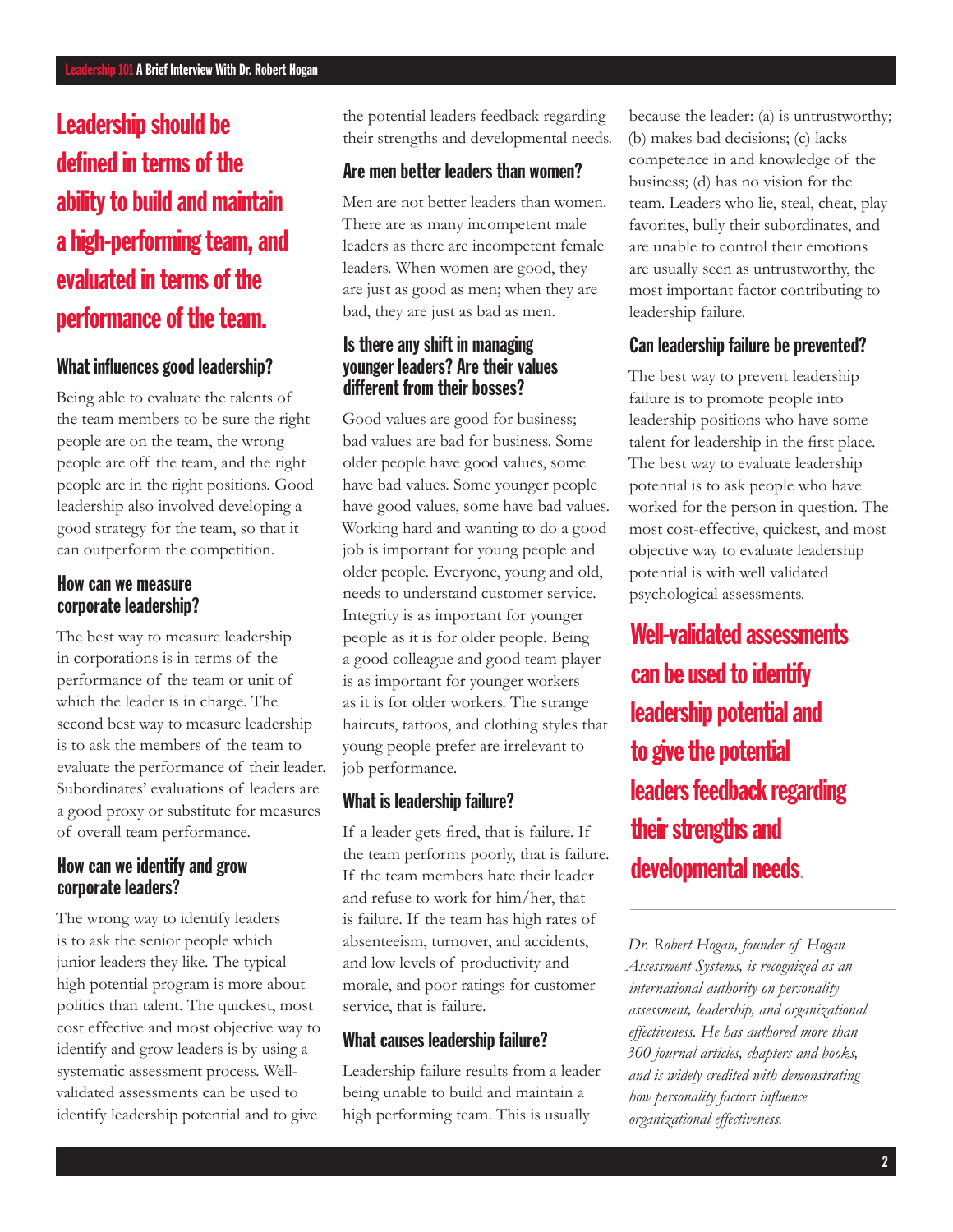## Leadership should be defined in terms of the ability to build and maintain a high-performing team, and evaluated in terms of the performance of the team.

### What influences good leadership?

Being able to evaluate the talents of the team members to be sure the right people are on the team, the wrong people are off the team, and the right people are in the right positions. Good leadership also involved developing a good strategy for the team, so that it can outperform the competition.

### How can we measure corporate leadership?

The best way to measure leadership in corporations is in terms of the performance of the team or unit of which the leader is in charge. The second best way to measure leadership is to ask the members of the team to evaluate the performance of their leader. Subordinates' evaluations of leaders are a good proxy or substitute for measures of overall team performance.

### How can we identify and grow corporate leaders?

The wrong way to identify leaders is to ask the senior people which junior leaders they like. The typical high potential program is more about politics than talent. The quickest, most cost effective and most objective way to identify and grow leaders is by using a systematic assessment process. Well-validated assessments can be used to identify leadership potential and to give the potential leaders feedback regarding their strengths and developmental needs.

### Are men better leaders than women?

Men are not better leaders than women. There are as many incompetent male leaders as there are incompetent female leaders. When women are good, they are just as good as men; when they are bad, they are just as bad as men.

### Is there any shift in managing younger leaders? Are their values different from their bosses?

Good values are good for business; bad values are bad for business. Some older people have good values, some have bad values. Some younger people have good values, some have bad values. Working hard and wanting to do a good job is important for young people and older people. Everyone, young and old, needs to understand customer service. Integrity is as important for younger people as it is for older people. Being a good colleague and good team player is as important for younger workers as it is for older workers. The strange haircuts, tattoos, and clothing styles that young people prefer are irrelevant to job performance.

### What is leadership failure?

If a leader gets fired, that is failure. If the team performs poorly, that is failure. If the team members hate their leader and refuse to work for him/her, that is failure. If the team has high rates of absenteeism, turnover, and accidents, and low levels of productivity and morale, and poor ratings for customer service, that is failure.

### What causes leadership failure?

Leadership failure results from a leader being unable to build and maintain a high performing team. This is usually because the leader: (a) is untrustworthy; (b) makes bad decisions; (c) lacks competence in and knowledge of the business; (d) has no vision for the team. Leaders who lie, steal, cheat, play favorites, bully their subordinates, and are unable to control their emotions are usually seen as untrustworthy, the most important factor contributing to leadership failure.

### Can leadership failure be prevented?

The best way to prevent leadership failure is to promote people into leadership positions who have some talent for leadership in the first place. The best way to evaluate leadership potential is to ask people who have worked for the person in question. The most cost-effective, quickest, and most objective way to evaluate leadership potential is with well validated psychological assessments.

## Well-validated assessments can be used to identify leadership potential and to give the potential leaders feedback regarding their strengths and developmental needs.

*Dr. Robert Hogan, founder of Hogan Assessment Systems, is recognized as an international authority on personality assessment, leadership, and organizational effectiveness. He has authored more than 300 journal articles, chapters and books, and is widely credited with demonstrating how personality factors influence organizational effectiveness.*